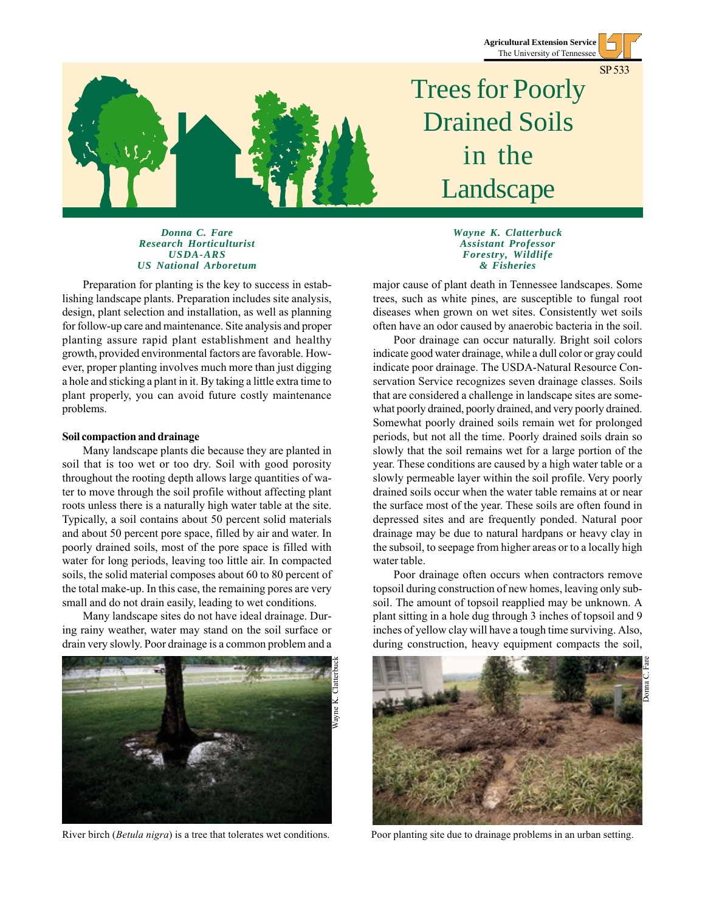Agricultural Extension Service
The University of Tennessee

SP 533

# Trees for Poorly Drained Soils in the Landscape

***Donna C. Fare***
***Research Horticulturist***
***USDA-ARS***
***US National Arboretum***

***Wayne K. Clatterbuck***
***Assistant Professor***
***Forestry, Wildlife & Fisheries***

Preparation for planting is the key to success in establishing landscape plants. Preparation includes site analysis, design, plant selection and installation, as well as planning for follow-up care and maintenance. Site analysis and proper planting assure rapid plant establishment and healthy growth, provided environmental factors are favorable. However, proper planting involves much more than just digging a hole and sticking a plant in it. By taking a little extra time to plant properly, you can avoid future costly maintenance problems.

**Soil compaction and drainage**

Many landscape plants die because they are planted in soil that is too wet or too dry. Soil with good porosity throughout the rooting depth allows large quantities of water to move through the soil profile without affecting plant roots unless there is a naturally high water table at the site. Typically, a soil contains about 50 percent solid materials and about 50 percent pore space, filled by air and water. In poorly drained soils, most of the pore space is filled with water for long periods, leaving too little air. In compacted soils, the solid material composes about 60 to 80 percent of the total make-up. In this case, the remaining pores are very small and do not drain easily, leading to wet conditions.

Many landscape sites do not have ideal drainage. During rainy weather, water may stand on the soil surface or drain very slowly. Poor drainage is a common problem and a major cause of plant death in Tennessee landscapes. Some trees, such as white pines, are susceptible to fungal root diseases when grown on wet sites. Consistently wet soils often have an odor caused by anaerobic bacteria in the soil.

Poor drainage can occur naturally. Bright soil colors indicate good water drainage, while a dull color or gray could indicate poor drainage. The USDA-Natural Resource Conservation Service recognizes seven drainage classes. Soils that are considered a challenge in landscape sites are somewhat poorly drained, poorly drained, and very poorly drained. Somewhat poorly drained soils remain wet for prolonged periods, but not all the time. Poorly drained soils drain so slowly that the soil remains wet for a large portion of the year. These conditions are caused by a high water table or a slowly permeable layer within the soil profile. Very poorly drained soils occur when the water table remains at or near the surface most of the year. These soils are often found in depressed sites and are frequently ponded. Natural poor drainage may be due to natural hardpans or heavy clay in the subsoil, to seepage from higher areas or to a locally high water table.

Poor drainage often occurs when contractors remove topsoil during construction of new homes, leaving only subsoil. The amount of topsoil reapplied may be unknown. A plant sitting in a hole dug through 3 inches of topsoil and 9 inches of yellow clay will have a tough time surviving. Also, during construction, heavy equipment compacts the soil,

Wayne K. Clatterbuck

River birch (*Betula nigra*) is a tree that tolerates wet conditions.

Donna C. Fare

Poor planting site due to drainage problems in an urban setting.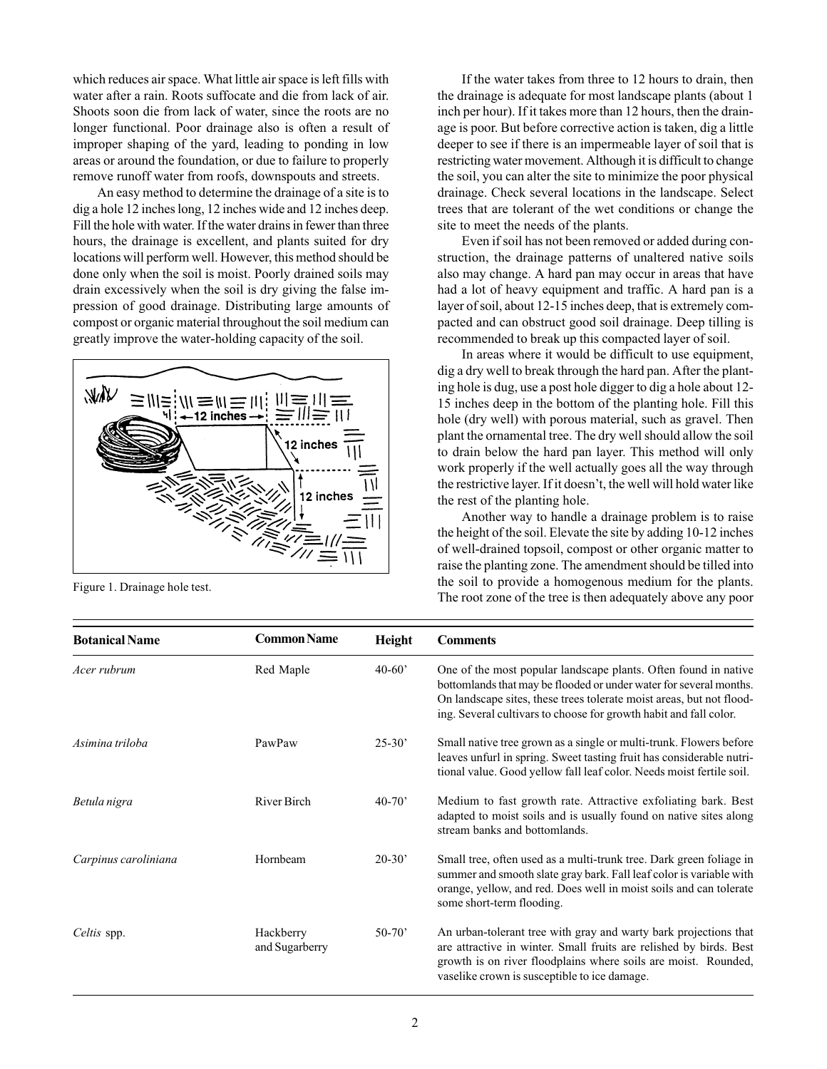which reduces air space. What little air space is left fills with water after a rain. Roots suffocate and die from lack of air. Shoots soon die from lack of water, since the roots are no longer functional. Poor drainage also is often a result of improper shaping of the yard, leading to ponding in low areas or around the foundation, or due to failure to properly remove runoff water from roofs, downspouts and streets.

An easy method to determine the drainage of a site is to dig a hole 12 inches long, 12 inches wide and 12 inches deep. Fill the hole with water. If the water drains in fewer than three hours, the drainage is excellent, and plants suited for dry locations will perform well. However, this method should be done only when the soil is moist. Poorly drained soils may drain excessively when the soil is dry giving the false impression of good drainage. Distributing large amounts of compost or organic material throughout the soil medium can greatly improve the water-holding capacity of the soil.

Figure 1. Drainage hole test.

If the water takes from three to 12 hours to drain, then the drainage is adequate for most landscape plants (about 1 inch per hour). If it takes more than 12 hours, then the drainage is poor. But before corrective action is taken, dig a little deeper to see if there is an impermeable layer of soil that is restricting water movement. Although it is difficult to change the soil, you can alter the site to minimize the poor physical drainage. Check several locations in the landscape. Select trees that are tolerant of the wet conditions or change the site to meet the needs of the plants.

Even if soil has not been removed or added during construction, the drainage patterns of unaltered native soils also may change. A hard pan may occur in areas that have had a lot of heavy equipment and traffic. A hard pan is a layer of soil, about 12-15 inches deep, that is extremely compacted and can obstruct good soil drainage. Deep tilling is recommended to break up this compacted layer of soil.

In areas where it would be difficult to use equipment, dig a dry well to break through the hard pan. After the planting hole is dug, use a post hole digger to dig a hole about 12-15 inches deep in the bottom of the planting hole. Fill this hole (dry well) with porous material, such as gravel. Then plant the ornamental tree. The dry well should allow the soil to drain below the hard pan layer. This method will only work properly if the well actually goes all the way through the restrictive layer. If it doesn't, the well will hold water like the rest of the planting hole.

Another way to handle a drainage problem is to raise the height of the soil. Elevate the site by adding 10-12 inches of well-drained topsoil, compost or other organic matter to raise the planting zone. The amendment should be tilled into the soil to provide a homogenous medium for the plants. The root zone of the tree is then adequately above any poor

| Botanical Name | Common Name | Height | Comments |
|---|---|---|---|
| *Acer rubrum* | Red Maple | 40-60' | One of the most popular landscape plants. Often found in native bottomlands that may be flooded or under water for several months. On landscape sites, these trees tolerate moist areas, but not flooding. Several cultivars to choose for growth habit and fall color. |
| *Asimina triloba* | PawPaw | 25-30' | Small native tree grown as a single or multi-trunk. Flowers before leaves unfurl in spring. Sweet tasting fruit has considerable nutritional value. Good yellow fall leaf color. Needs moist fertile soil. |
| *Betula nigra* | River Birch | 40-70' | Medium to fast growth rate. Attractive exfoliating bark. Best adapted to moist soils and is usually found on native sites along stream banks and bottomlands. |
| *Carpinus caroliniana* | Hornbeam | 20-30' | Small tree, often used as a multi-trunk tree. Dark green foliage in summer and smooth slate gray bark. Fall leaf color is variable with orange, yellow, and red. Does well in moist soils and can tolerate some short-term flooding. |
| *Celtis* spp. | Hackberry and Sugarberry | 50-70' | An urban-tolerant tree with gray and warty bark projections that are attractive in winter. Small fruits are relished by birds. Best growth is on river floodplains where soils are moist. Rounded, vaselike crown is susceptible to ice damage. |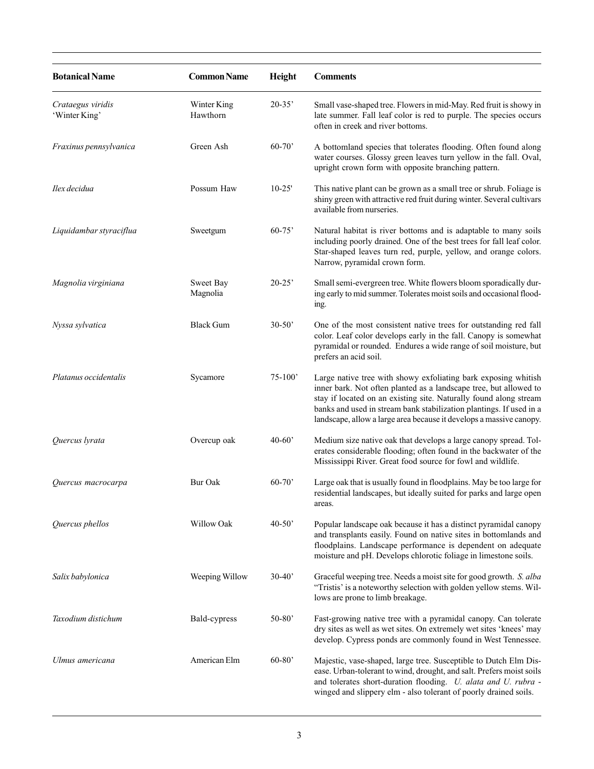| Botanical Name | Common Name | Height | Comments |
|---|---|---|---|
| *Crataegus viridis* 'Winter King' | Winter King Hawthorn | 20-35' | Small vase-shaped tree. Flowers in mid-May. Red fruit is showy in late summer. Fall leaf color is red to purple. The species occurs often in creek and river bottoms. |
| *Fraxinus pennsylvanica* | Green Ash | 60-70' | A bottomland species that tolerates flooding. Often found along water courses. Glossy green leaves turn yellow in the fall. Oval, upright crown form with opposite branching pattern. |
| *Ilex decidua* | Possum Haw | 10-25' | This native plant can be grown as a small tree or shrub. Foliage is shiny green with attractive red fruit during winter. Several cultivars available from nurseries. |
| *Liquidambar styraciflua* | Sweetgum | 60-75' | Natural habitat is river bottoms and is adaptable to many soils including poorly drained. One of the best trees for fall leaf color. Star-shaped leaves turn red, purple, yellow, and orange colors. Narrow, pyramidal crown form. |
| *Magnolia virginiana* | Sweet Bay Magnolia | 20-25' | Small semi-evergreen tree. White flowers bloom sporadically during early to mid summer. Tolerates moist soils and occasional flooding. |
| *Nyssa sylvatica* | Black Gum | 30-50' | One of the most consistent native trees for outstanding red fall color. Leaf color develops early in the fall. Canopy is somewhat pyramidal or rounded. Endures a wide range of soil moisture, but prefers an acid soil. |
| *Platanus occidentalis* | Sycamore | 75-100' | Large native tree with showy exfoliating bark exposing whitish inner bark. Not often planted as a landscape tree, but allowed to stay if located on an existing site. Naturally found along stream banks and used in stream bank stabilization plantings. If used in a landscape, allow a large area because it develops a massive canopy. |
| *Quercus lyrata* | Overcup oak | 40-60' | Medium size native oak that develops a large canopy spread. Tolerates considerable flooding; often found in the backwater of the Mississippi River. Great food source for fowl and wildlife. |
| *Quercus macrocarpa* | Bur Oak | 60-70' | Large oak that is usually found in floodplains. May be too large for residential landscapes, but ideally suited for parks and large open areas. |
| *Quercus phellos* | Willow Oak | 40-50' | Popular landscape oak because it has a distinct pyramidal canopy and transplants easily. Found on native sites in bottomlands and floodplains. Landscape performance is dependent on adequate moisture and pH. Develops chlorotic foliage in limestone soils. |
| *Salix babylonica* | Weeping Willow | 30-40' | Graceful weeping tree. Needs a moist site for good growth. *S. alba* "Tristis' is a noteworthy selection with golden yellow stems. Willows are prone to limb breakage. |
| *Taxodium distichum* | Bald-cypress | 50-80' | Fast-growing native tree with a pyramidal canopy. Can tolerate dry sites as well as wet sites. On extremely wet sites 'knees' may develop. Cypress ponds are commonly found in West Tennessee. |
| *Ulmus americana* | American Elm | 60-80' | Majestic, vase-shaped, large tree. Susceptible to Dutch Elm Disease. Urban-tolerant to wind, drought, and salt. Prefers moist soils and tolerates short-duration flooding. *U. alata and U. rubra* - winged and slippery elm - also tolerant of poorly drained soils. |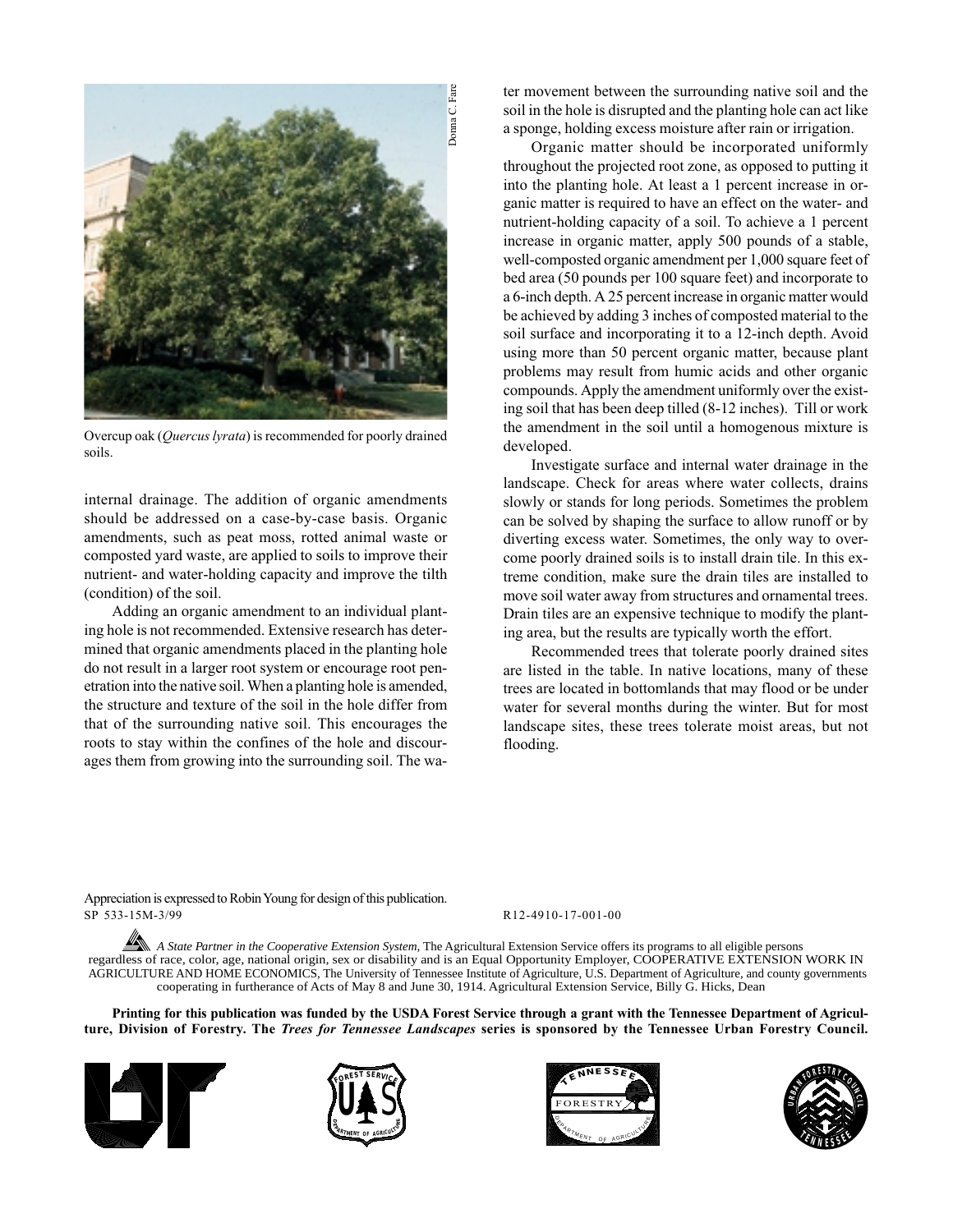Donna C. Fare

Overcup oak (*Quercus lyrata*) is recommended for poorly drained soils.

internal drainage. The addition of organic amendments should be addressed on a case-by-case basis. Organic amendments, such as peat moss, rotted animal waste or composted yard waste, are applied to soils to improve their nutrient- and water-holding capacity and improve the tilth (condition) of the soil.

Adding an organic amendment to an individual planting hole is not recommended. Extensive research has determined that organic amendments placed in the planting hole do not result in a larger root system or encourage root penetration into the native soil. When a planting hole is amended, the structure and texture of the soil in the hole differ from that of the surrounding native soil. This encourages the roots to stay within the confines of the hole and discourages them from growing into the surrounding soil. The water movement between the surrounding native soil and the soil in the hole is disrupted and the planting hole can act like a sponge, holding excess moisture after rain or irrigation.

Organic matter should be incorporated uniformly throughout the projected root zone, as opposed to putting it into the planting hole. At least a 1 percent increase in organic matter is required to have an effect on the water- and nutrient-holding capacity of a soil. To achieve a 1 percent increase in organic matter, apply 500 pounds of a stable, well-composted organic amendment per 1,000 square feet of bed area (50 pounds per 100 square feet) and incorporate to a 6-inch depth. A 25 percent increase in organic matter would be achieved by adding 3 inches of composted material to the soil surface and incorporating it to a 12-inch depth. Avoid using more than 50 percent organic matter, because plant problems may result from humic acids and other organic compounds. Apply the amendment uniformly over the existing soil that has been deep tilled (8-12 inches). Till or work the amendment in the soil until a homogenous mixture is developed.

Investigate surface and internal water drainage in the landscape. Check for areas where water collects, drains slowly or stands for long periods. Sometimes the problem can be solved by shaping the surface to allow runoff or by diverting excess water. Sometimes, the only way to overcome poorly drained soils is to install drain tile. In this extreme condition, make sure the drain tiles are installed to move soil water away from structures and ornamental trees. Drain tiles are an expensive technique to modify the planting area, but the results are typically worth the effort.

Recommended trees that tolerate poorly drained sites are listed in the table. In native locations, many of these trees are located in bottomlands that may flood or be under water for several months during the winter. But for most landscape sites, these trees tolerate moist areas, but not flooding.

Appreciation is expressed to Robin Young for design of this publication.

SP 533-15M-3/99 R12-4910-17-001-00

*A State Partner in the Cooperative Extension System,* The Agricultural Extension Service offers its programs to all eligible persons regardless of race, color, age, national origin, sex or disability and is an Equal Opportunity Employer, COOPERATIVE EXTENSION WORK IN AGRICULTURE AND HOME ECONOMICS, The University of Tennessee Institute of Agriculture, U.S. Department of Agriculture, and county governments cooperating in furtherance of Acts of May 8 and June 30, 1914. Agricultural Extension Service, Billy G. Hicks, Dean

**Printing for this publication was funded by the USDA Forest Service through a grant with the Tennessee Department of Agriculture, Division of Forestry. The *Trees for Tennessee Landscapes* series is sponsored by the Tennessee Urban Forestry Council.**